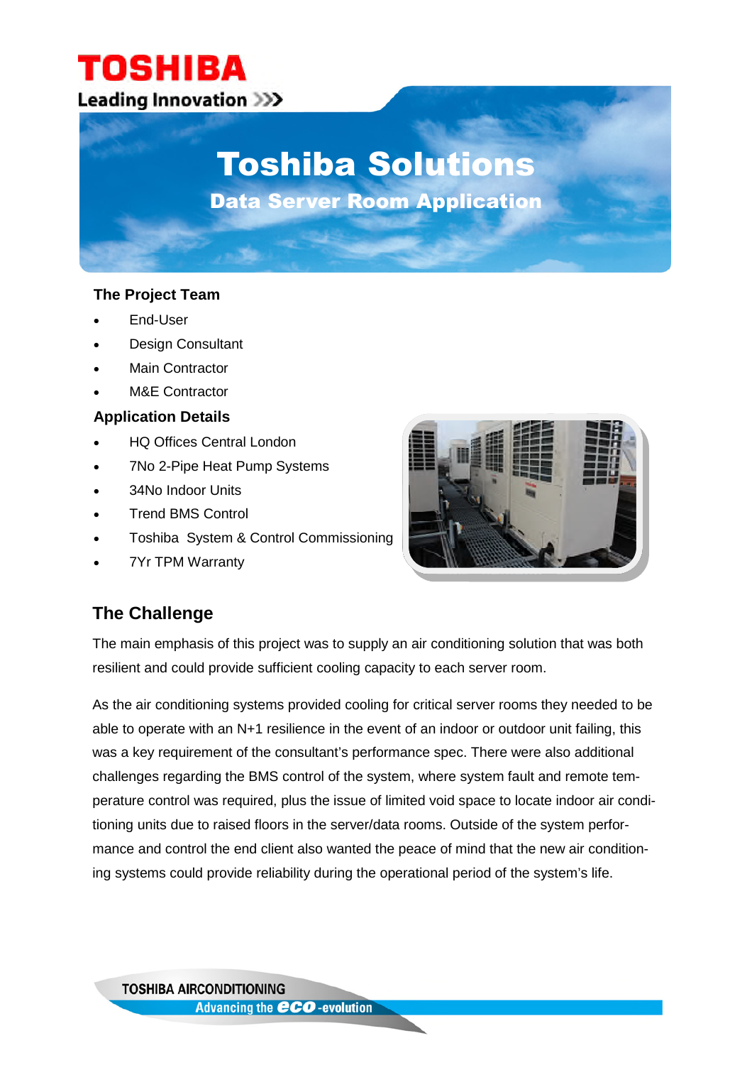# Toshiba Solutions

## Data Server Room Application

### The Project Team

- End-User
- Design Consultant
- Main Contractor
- M&E Contractor

### Application Details

- HQ Offices Central London
- 7No 2-Pipe Heat Pump Systems
- 34No Indoor Units
- Trend BMS Control
- Toshiba System & Control Commissioning
- 7Yr TPM Warranty

## The Challenge

The main emphasis of this project was to supply an air conditioning solution that was both resilient and could provide sufficient cooling capacity to each server room.

As the air conditioning systems provided cooling for critical server rooms they needed to be able to operate with an N+1 resilience in the event of an indoor or outdoor unit failing, this was a key requirement of the consultant's performance spec. There were also additional challenges regarding the BMS control of the system, where system fault and remote temperature control was required, plus the issue of limited void space to locate indoor air conditioning units due to raised floors in the server/data rooms. Outside of the system performance and control the end client also wanted the peace of mind that the new air conditioning systems could provide reliability during the operational period of the system's life.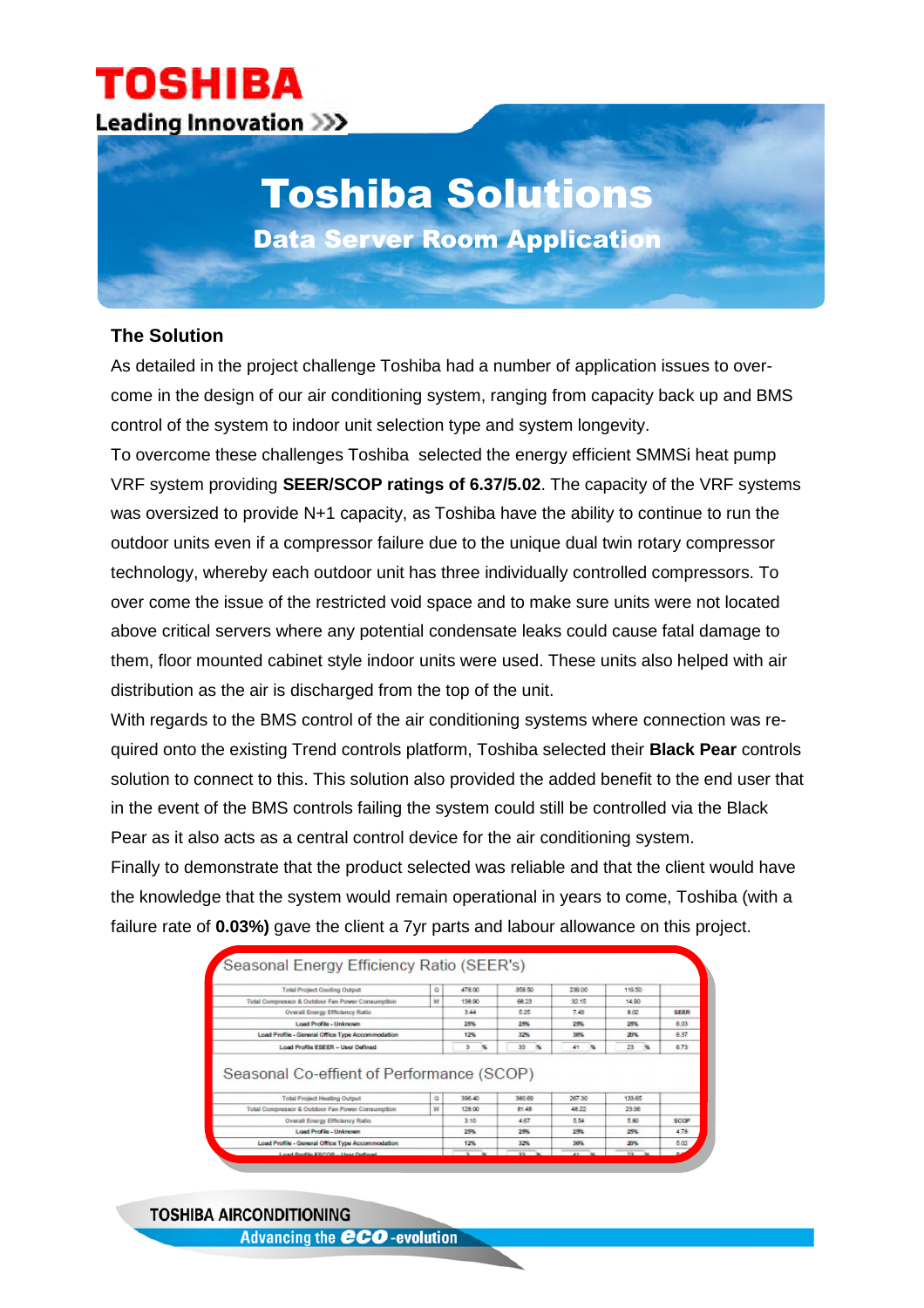# Toshiba Solutions

## Data Server Room Application

### The Solution

As detailed in the project challenge Toshiba had a number of application issues to overcome in the design of our air conditioning system, ranging from capacity back up and BMS control of the system to indoor unit selection type and system longevity.

To overcome these challenges Toshiba selected the energy efficient SMMSi heat pump VRF system providing **SEER/SCOP ratings of 6.37/5.02**. The capacity of the VRF systems was oversized to provide N+1 capacity, as Toshiba have the ability to continue to run the outdoor units even if a compressor failure due to the unique dual twin rotary compressor technology, whereby each outdoor unit has three individually controlled compressors. To over come the issue of the restricted void space and to make sure units were not located above critical servers where any potential condensate leaks could cause fatal damage to them, floor mounted cabinet style indoor units were used. These units also helped with air distribution as the air is discharged from the top of the unit.

With regards to the BMS control of the air conditioning systems where connection was required onto the existing Trend controls platform, Toshiba selected their **Black Pear** controls solution to connect to this. This solution also provided the added benefit to the end user that in the event of the BMS controls failing the system could still be controlled via the Black Pear as it also acts as a central control device for the air conditioning system.

Finally to demonstrate that the product selected was reliable and that the client would have the knowledge that the system would remain operational in years to come, Toshiba (with a failure rate of **0.03%)** gave the client a 7yr parts and labour allowance on this project.

**Seasonal Energy Efficiency Ratio (SEER's)**

| | | | | | | |
|---|---|---|---|---|---|---|
| Total Project Cooling Output | Q | 478.00 | 358.50 | 239.00 | 119.50 | |
| Total Compressor & Outdoor Fan Power Consumption | W | 138.90 | 68.23 | 32.15 | 14.90 | |
| Overall Energy Efficiency Ratio | | 3.44 | 5.25 | 7.43 | 8.02 | SEER |
| Load Profile - Unknown | | 25% | 25% | 25% | 25% | 6.03 |
| Load Profile - General Office Type Accommodation | | 12% | 32% | 36% | 20% | 6.37 |
| Load Profile ESEER - User Defined | | 3 % | 33 % | 41 % | 23 % | 6.73 |

**Seasonal Co-effient of Performance (SCOP)**

| | | | | | | |
|---|---|---|---|---|---|---|
| Total Project Heating Output | Q | 396.40 | 380.60 | 267.30 | 133.65 | |
| Total Compressor & Outdoor Fan Power Consumption | W | 128.00 | 81.48 | 48.22 | 23.06 | |
| Overall Energy Efficiency Ratio | | 3.10 | 4.67 | 5.54 | 5.80 | SCOP |
| Load Profile - Unknown | | 25% | 25% | 25% | 25% | 4.78 |
| Load Profile - General Office Type Accommodation | | 12% | 32% | 36% | 20% | 5.02 |
| Load Profile ESCOP - User Defined | | 3 % | 33 % | 41 % | 23 % | |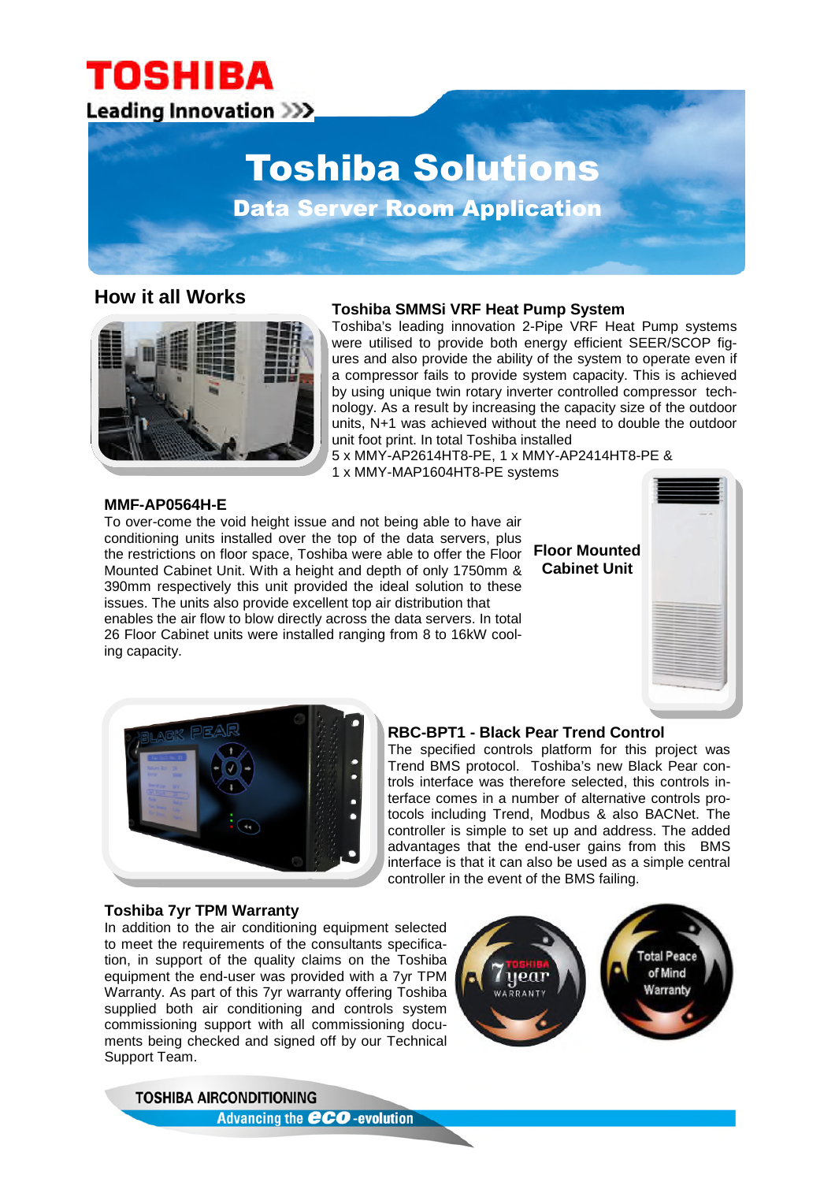# Toshiba Solutions

## Data Server Room Application

## How it all Works

### Toshiba SMMSi VRF Heat Pump System

Toshiba's leading innovation 2-Pipe VRF Heat Pump systems were utilised to provide both energy efficient SEER/SCOP figures and also provide the ability of the system to operate even if a compressor fails to provide system capacity. This is achieved by using unique twin rotary inverter controlled compressor technology. As a result by increasing the capacity size of the outdoor units, N+1 was achieved without the need to double the outdoor unit foot print. In total Toshiba installed

5 x MMY-AP2614HT8-PE, 1 x MMY-AP2414HT8-PE &
1 x MMY-MAP1604HT8-PE systems

### MMF-AP0564H-E

To over-come the void height issue and not being able to have air conditioning units installed over the top of the data servers, plus the restrictions on floor space, Toshiba were able to offer the Floor Mounted Cabinet Unit. With a height and depth of only 1750mm & 390mm respectively this unit provided the ideal solution to these issues. The units also provide excellent top air distribution that enables the air flow to blow directly across the data servers. In total 26 Floor Cabinet units were installed ranging from 8 to 16kW cooling capacity.

**Floor Mounted Cabinet Unit**

### RBC-BPT1 - Black Pear Trend Control

The specified controls platform for this project was Trend BMS protocol. Toshiba's new Black Pear controls interface was therefore selected, this controls interface comes in a number of alternative controls protocols including Trend, Modbus & also BACNet. The controller is simple to set up and address. The added advantages that the end-user gains from this BMS interface is that it can also be used as a simple central controller in the event of the BMS failing.

### Toshiba 7yr TPM Warranty

In addition to the air conditioning equipment selected to meet the requirements of the consultants specification, in support of the quality claims on the Toshiba equipment the end-user was provided with a 7yr TPM Warranty. As part of this 7yr warranty offering Toshiba supplied both air conditioning and controls system commissioning support with all commissioning documents being checked and signed off by our Technical Support Team.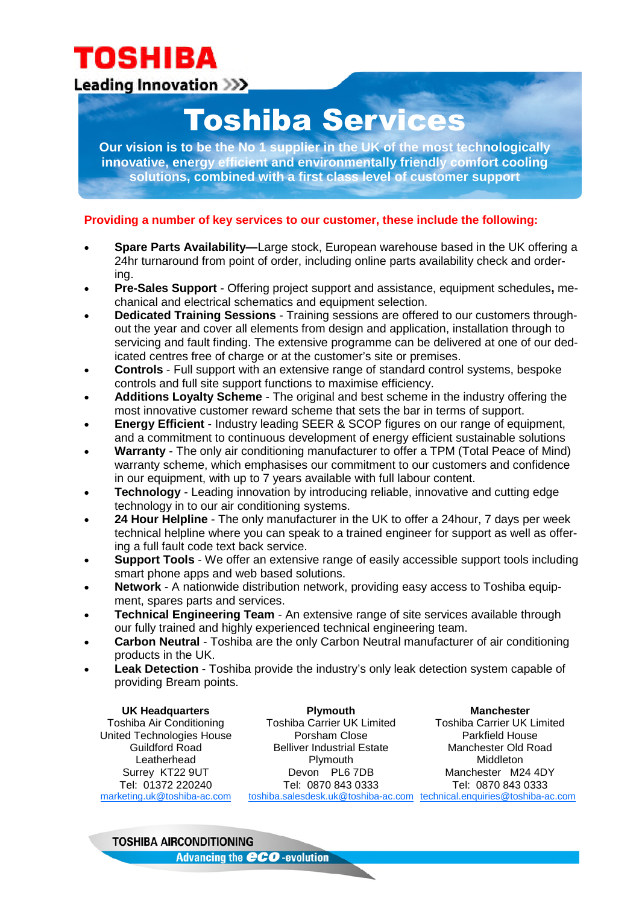TOSHIBA

Leading Innovation >>>

# Toshiba Services

**Our vision is to be the No 1 supplier in the UK of the most technologically innovative, energy efficient and environmentally friendly comfort cooling solutions, combined with a first class level of customer support**

**Providing a number of key services to our customer, these include the following:**

- **Spare Parts Availability—**Large stock, European warehouse based in the UK offering a 24hr turnaround from point of order, including online parts availability check and ordering.
- **Pre-Sales Support** - Offering project support and assistance, equipment schedules**,** mechanical and electrical schematics and equipment selection.
- **Dedicated Training Sessions** - Training sessions are offered to our customers throughout the year and cover all elements from design and application, installation through to servicing and fault finding. The extensive programme can be delivered at one of our dedicated centres free of charge or at the customer's site or premises.
- **Controls** - Full support with an extensive range of standard control systems, bespoke controls and full site support functions to maximise efficiency.
- **Additions Loyalty Scheme** - The original and best scheme in the industry offering the most innovative customer reward scheme that sets the bar in terms of support.
- **Energy Efficient** - Industry leading SEER & SCOP figures on our range of equipment, and a commitment to continuous development of energy efficient sustainable solutions
- **Warranty** - The only air conditioning manufacturer to offer a TPM (Total Peace of Mind) warranty scheme, which emphasises our commitment to our customers and confidence in our equipment, with up to 7 years available with full labour content.
- **Technology** - Leading innovation by introducing reliable, innovative and cutting edge technology in to our air conditioning systems.
- **24 Hour Helpline** - The only manufacturer in the UK to offer a 24hour, 7 days per week technical helpline where you can speak to a trained engineer for support as well as offering a full fault code text back service.
- **Support Tools** - We offer an extensive range of easily accessible support tools including smart phone apps and web based solutions.
- **Network** - A nationwide distribution network, providing easy access to Toshiba equipment, spares parts and services.
- **Technical Engineering Team** - An extensive range of site services available through our fully trained and highly experienced technical engineering team.
- **Carbon Neutral** - Toshiba are the only Carbon Neutral manufacturer of air conditioning products in the UK.
- **Leak Detection** - Toshiba provide the industry's only leak detection system capable of providing Bream points.

**UK Headquarters**
Toshiba Air Conditioning
United Technologies House
Guildford Road
Leatherhead
Surrey KT22 9UT
Tel: 01372 220240
marketing.uk@toshiba-ac.com

**Plymouth**
Toshiba Carrier UK Limited
Porsham Close
Belliver Industrial Estate
Plymouth
Devon PL6 7DB
Tel: 0870 843 0333
toshiba.salesdesk.uk@toshiba-ac.com

**Manchester**
Toshiba Carrier UK Limited
Parkfield House
Manchester Old Road
Middleton
Manchester M24 4DY
Tel: 0870 843 0333
technical.enquiries@toshiba-ac.com

TOSHIBA AIRCONDITIONING
Advancing the eco-evolution